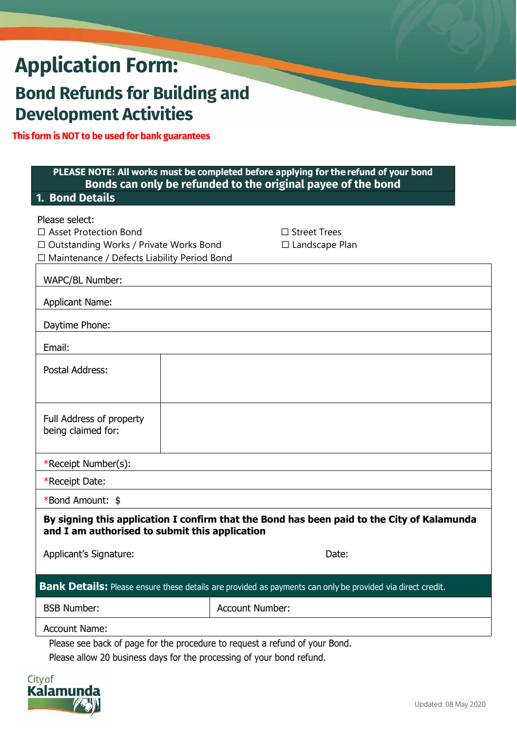# Application Form:

## Bond Refunds for Building and Development Activities

**This form is NOT to be used for bank guarantees**

**PLEASE NOTE: All works must be completed before applying for the refund of your bond**
**Bonds can only be refunded to the original payee of the bond**

### 1. Bond Details

Please select:

☐ Asset Protection Bond
☐ Outstanding Works / Private Works Bond
☐ Maintenance / Defects Liability Period Bond
☐ Street Trees
☐ Landscape Plan

| | |
|---|---|
| WAPC/BL Number: | |
| Applicant Name: | |
| Daytime Phone: | |
| Email: | |
| Postal Address: | |
| Full Address of property being claimed for: | |
| *Receipt Number(s): | |
| *Receipt Date: | |
| *Bond Amount: $ | |

**By signing this application I confirm that the Bond has been paid to the City of Kalamunda and I am authorised to submit this application**

Applicant's Signature: Date:

**Bank Details:** Please ensure these details are provided as payments can only be provided via direct credit.

| BSB Number: | Account Number: |
|---|---|
| Account Name: | |

Please see back of page for the procedure to request a refund of your Bond.

Please allow 20 business days for the processing of your bond refund.

City of Kalamunda

Updated: 08 May 2020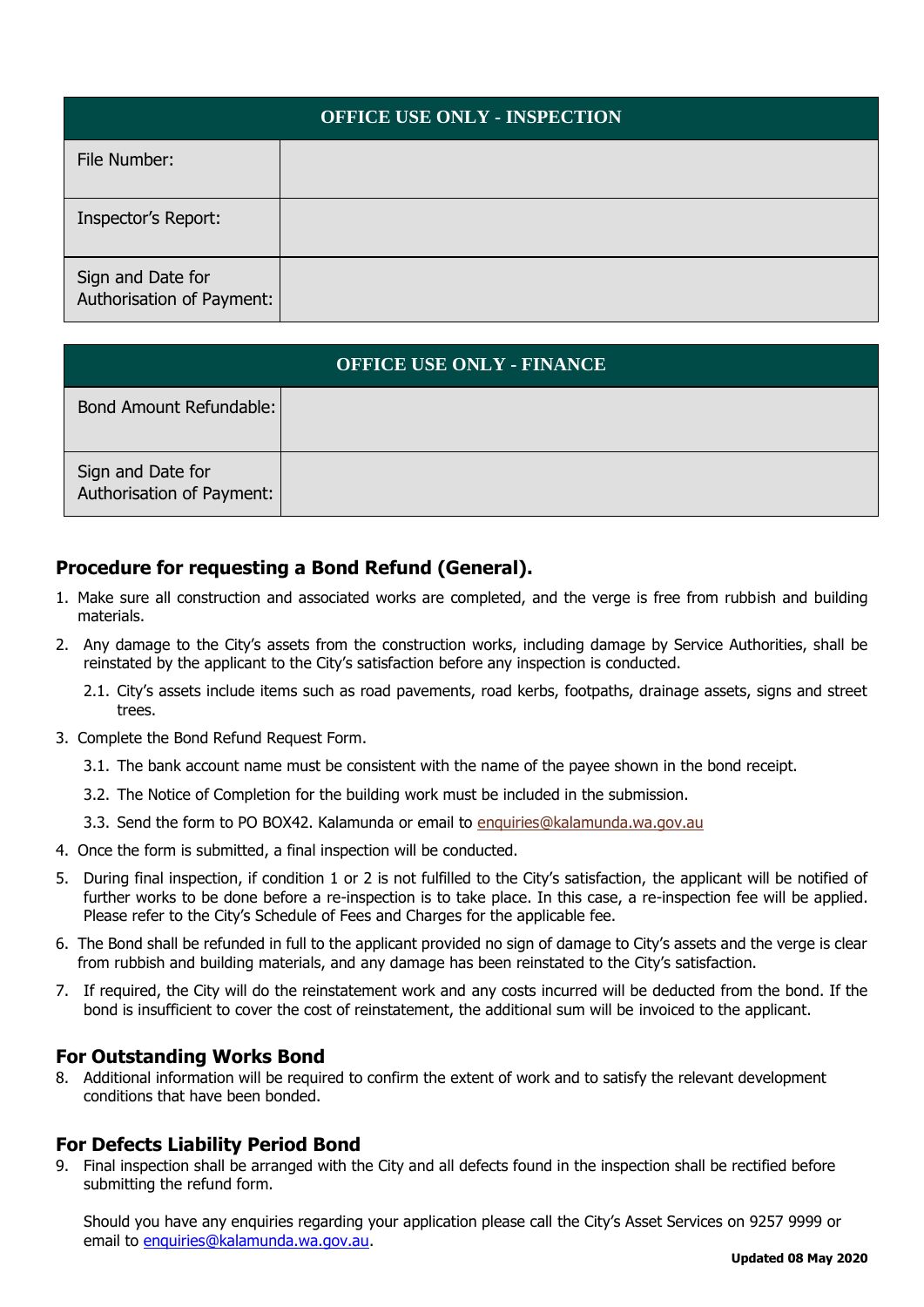| OFFICE USE ONLY - INSPECTION | |
|---|---|
| File Number: | |
| Inspector's Report: | |
| Sign and Date for Authorisation of Payment: | |

| OFFICE USE ONLY - FINANCE | |
|---|---|
| Bond Amount Refundable: | |
| Sign and Date for Authorisation of Payment: | |

## Procedure for requesting a Bond Refund (General).

1. Make sure all construction and associated works are completed, and the verge is free from rubbish and building materials.
2. Any damage to the City's assets from the construction works, including damage by Service Authorities, shall be reinstated by the applicant to the City's satisfaction before any inspection is conducted.
   2.1. City's assets include items such as road pavements, road kerbs, footpaths, drainage assets, signs and street trees.
3. Complete the Bond Refund Request Form.
   3.1. The bank account name must be consistent with the name of the payee shown in the bond receipt.
   3.2. The Notice of Completion for the building work must be included in the submission.
   3.3. Send the form to PO BOX42. Kalamunda or email to enquiries@kalamunda.wa.gov.au
4. Once the form is submitted, a final inspection will be conducted.
5. During final inspection, if condition 1 or 2 is not fulfilled to the City's satisfaction, the applicant will be notified of further works to be done before a re-inspection is to take place. In this case, a re-inspection fee will be applied. Please refer to the City's Schedule of Fees and Charges for the applicable fee.
6. The Bond shall be refunded in full to the applicant provided no sign of damage to City's assets and the verge is clear from rubbish and building materials, and any damage has been reinstated to the City's satisfaction.
7. If required, the City will do the reinstatement work and any costs incurred will be deducted from the bond. If the bond is insufficient to cover the cost of reinstatement, the additional sum will be invoiced to the applicant.

## For Outstanding Works Bond

8. Additional information will be required to confirm the extent of work and to satisfy the relevant development conditions that have been bonded.

## For Defects Liability Period Bond

9. Final inspection shall be arranged with the City and all defects found in the inspection shall be rectified before submitting the refund form.

Should you have any enquiries regarding your application please call the City's Asset Services on 9257 9999 or email to enquiries@kalamunda.wa.gov.au.

**Updated 08 May 2020**